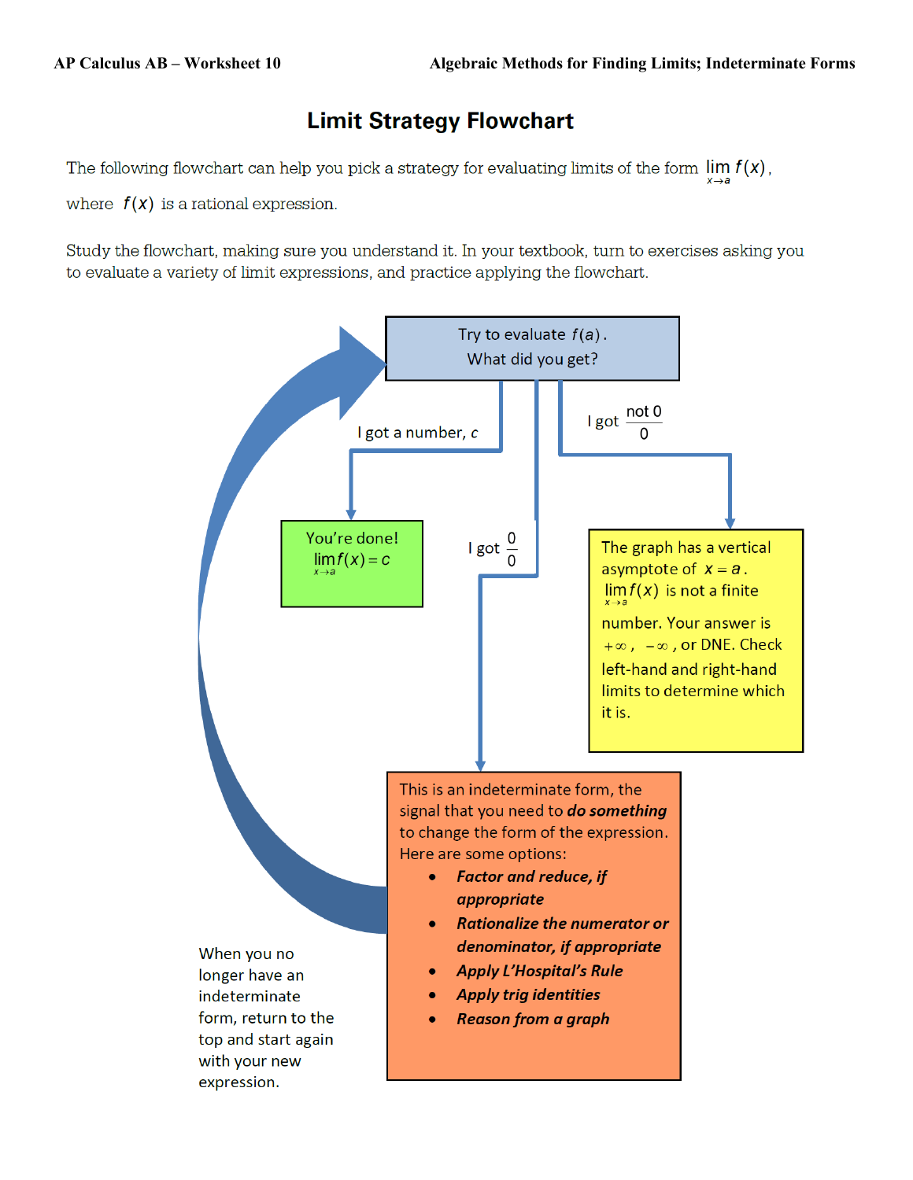# Limit Strategy Flowchart

The following flowchart can help you pick a strategy for evaluating limits of the form $\lim_{x \to a} f(x)$, where $f(x)$ is a rational expression.

Study the flowchart, making sure you understand it. In your textbook, turn to exercises asking you to evaluate a variety of limit expressions, and practice applying the flowchart.

**Try to evaluate $f(a)$. What did you get?**

- **I got a number, $c$** → You're done! $\lim_{x \to a} f(x) = c$

- **I got $\frac{\text{not } 0}{0}$** → The graph has a vertical asymptote of $x = a$. $\lim_{x \to a} f(x)$ is not a finite number. Your answer is $+\infty$, $-\infty$, or DNE. Check left-hand and right-hand limits to determine which it is.

- **I got $\frac{0}{0}$** → This is an indeterminate form, the signal that you need to ***do something*** to change the form of the expression. Here are some options:
  - ***Factor and reduce, if appropriate***
  - ***Rationalize the numerator or denominator, if appropriate***
  - ***Apply L'Hospital's Rule***
  - ***Apply trig identities***
  - ***Reason from a graph***

When you no longer have an indeterminate form, return to the top and start again with your new expression.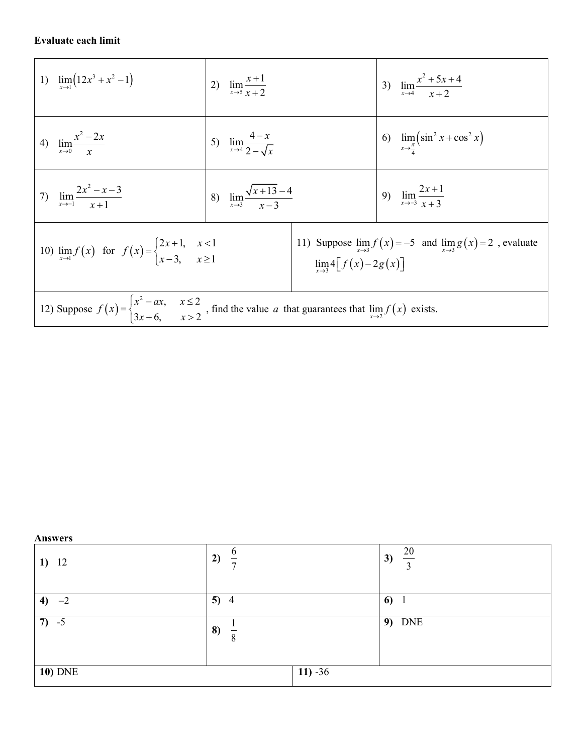**Evaluate each limit**

| | | |
|---|---|---|
| 1) $\lim_{x \to 1}\left(12x^3 + x^2 - 1\right)$ | 2) $\lim_{x \to 5} \dfrac{x+1}{x+2}$ | 3) $\lim_{x \to 4} \dfrac{x^2 + 5x + 4}{x+2}$ |
| 4) $\lim_{x \to 0} \dfrac{x^2 - 2x}{x}$ | 5) $\lim_{x \to 4} \dfrac{4 - x}{2 - \sqrt{x}}$ | 6) $\lim_{x \to \frac{\pi}{4}}\left(\sin^2 x + \cos^2 x\right)$ |
| 7) $\lim_{x \to -1} \dfrac{2x^2 - x - 3}{x+1}$ | 8) $\lim_{x \to 3} \dfrac{\sqrt{x+13} - 4}{x-3}$ | 9) $\lim_{x \to -3} \dfrac{2x+1}{x+3}$ |
| 10) $\lim_{x \to 1} f(x)$ for $f(x) = \begin{cases} 2x+1, & x < 1 \\ x - 3, & x \geq 1 \end{cases}$ | 11) Suppose $\lim_{x \to 3} f(x) = -5$ and $\lim_{x \to 3} g(x) = 2$, evaluate $\lim_{x \to 3} 4\left[f(x) - 2g(x)\right]$ | |
| 12) Suppose $f(x) = \begin{cases} x^2 - ax, & x \leq 2 \\ 3x + 6, & x > 2 \end{cases}$, find the value $a$ that guarantees that $\lim_{x \to 2} f(x)$ exists. | | |

**Answers**

| | | |
|---|---|---|
| **1)** 12 | **2)** $\dfrac{6}{7}$ | **3)** $\dfrac{20}{3}$ |
| **4)** $-2$ | **5)** 4 | **6)** 1 |
| **7)** -5 | **8)** $\dfrac{1}{8}$ | **9)** DNE |
| **10)** DNE | **11)** -36 | |